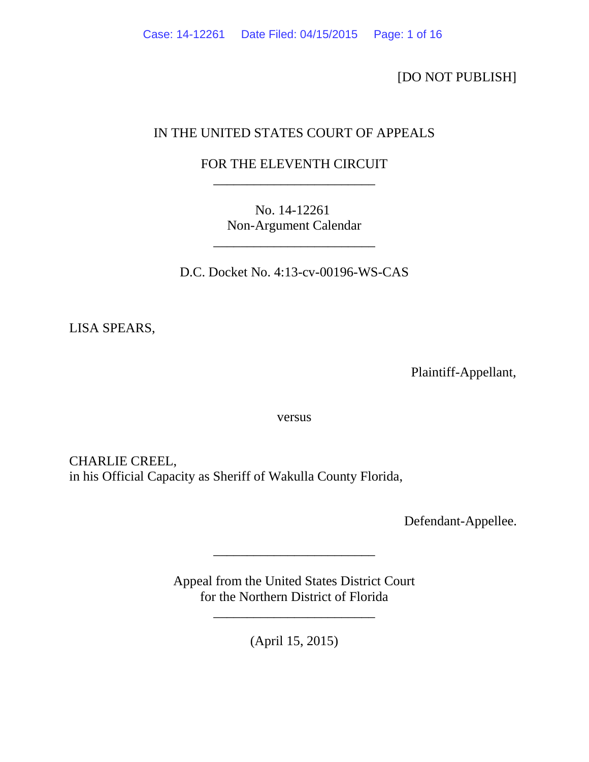[DO NOT PUBLISH]

IN THE UNITED STATES COURT OF APPEALS

FOR THE ELEVENTH CIRCUIT

________________________

No. 14-12261
Non-Argument Calendar

________________________

D.C. Docket No. 4:13-cv-00196-WS-CAS

LISA SPEARS,

Plaintiff-Appellant,

versus

CHARLIE CREEL,
in his Official Capacity as Sheriff of Wakulla County Florida,

Defendant-Appellee.

________________________

Appeal from the United States District Court
for the Northern District of Florida

________________________

(April 15, 2015)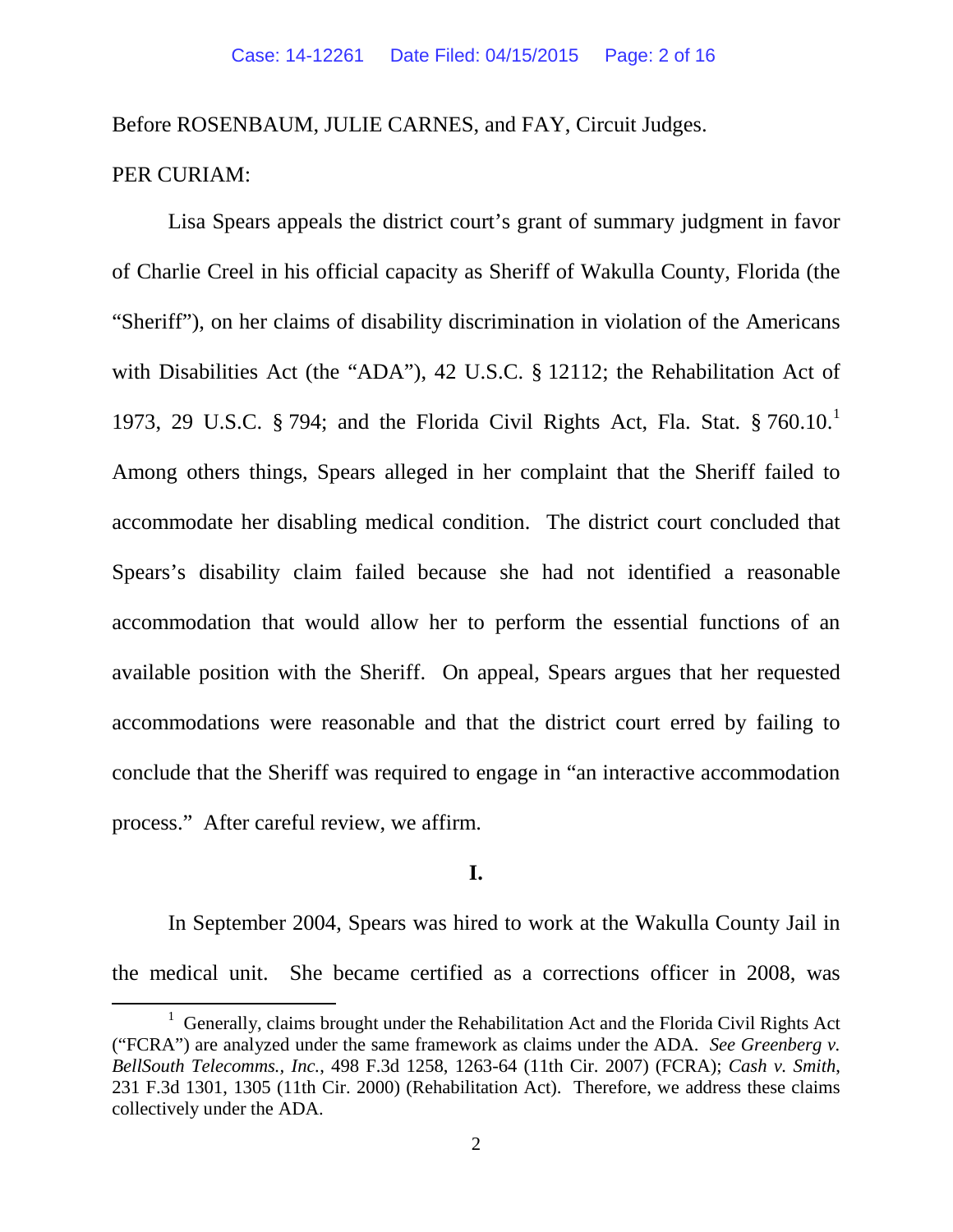Before ROSENBAUM, JULIE CARNES, and FAY, Circuit Judges.

PER CURIAM:

Lisa Spears appeals the district court's grant of summary judgment in favor of Charlie Creel in his official capacity as Sheriff of Wakulla County, Florida (the "Sheriff"), on her claims of disability discrimination in violation of the Americans with Disabilities Act (the "ADA"), 42 U.S.C. § 12112; the Rehabilitation Act of 1973, 29 U.S.C. § 794; and the Florida Civil Rights Act, Fla. Stat. § 760.10.[1] Among others things, Spears alleged in her complaint that the Sheriff failed to accommodate her disabling medical condition. The district court concluded that Spears's disability claim failed because she had not identified a reasonable accommodation that would allow her to perform the essential functions of an available position with the Sheriff. On appeal, Spears argues that her requested accommodations were reasonable and that the district court erred by failing to conclude that the Sheriff was required to engage in "an interactive accommodation process." After careful review, we affirm.

**I.**

In September 2004, Spears was hired to work at the Wakulla County Jail in the medical unit. She became certified as a corrections officer in 2008, was

---

[1] Generally, claims brought under the Rehabilitation Act and the Florida Civil Rights Act ("FCRA") are analyzed under the same framework as claims under the ADA. *See Greenberg v. BellSouth Telecomms., Inc.*, 498 F.3d 1258, 1263-64 (11th Cir. 2007) (FCRA); *Cash v. Smith*, 231 F.3d 1301, 1305 (11th Cir. 2000) (Rehabilitation Act). Therefore, we address these claims collectively under the ADA.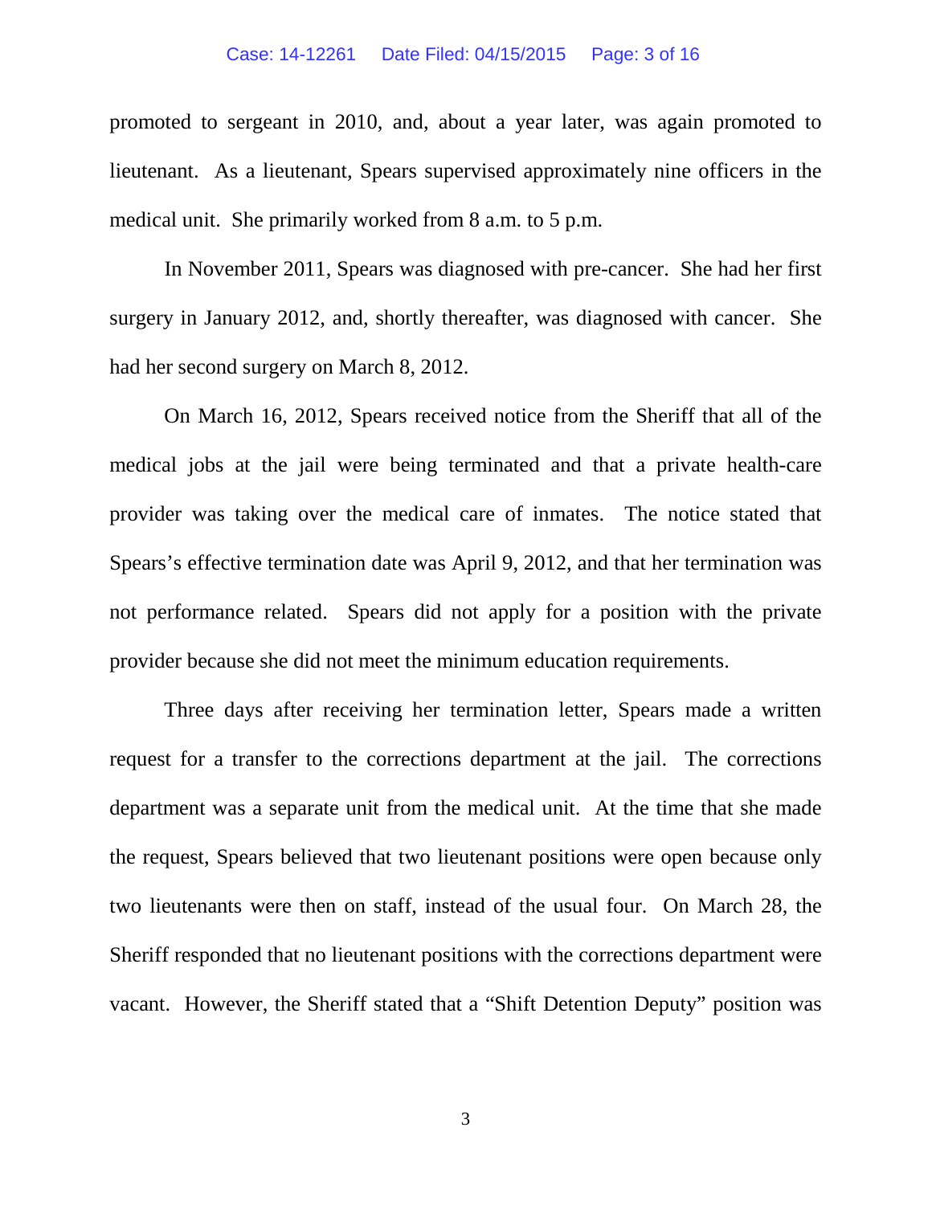promoted to sergeant in 2010, and, about a year later, was again promoted to lieutenant. As a lieutenant, Spears supervised approximately nine officers in the medical unit. She primarily worked from 8 a.m. to 5 p.m.

In November 2011, Spears was diagnosed with pre-cancer. She had her first surgery in January 2012, and, shortly thereafter, was diagnosed with cancer. She had her second surgery on March 8, 2012.

On March 16, 2012, Spears received notice from the Sheriff that all of the medical jobs at the jail were being terminated and that a private health-care provider was taking over the medical care of inmates. The notice stated that Spears's effective termination date was April 9, 2012, and that her termination was not performance related. Spears did not apply for a position with the private provider because she did not meet the minimum education requirements.

Three days after receiving her termination letter, Spears made a written request for a transfer to the corrections department at the jail. The corrections department was a separate unit from the medical unit. At the time that she made the request, Spears believed that two lieutenant positions were open because only two lieutenants were then on staff, instead of the usual four. On March 28, the Sheriff responded that no lieutenant positions with the corrections department were vacant. However, the Sheriff stated that a "Shift Detention Deputy" position was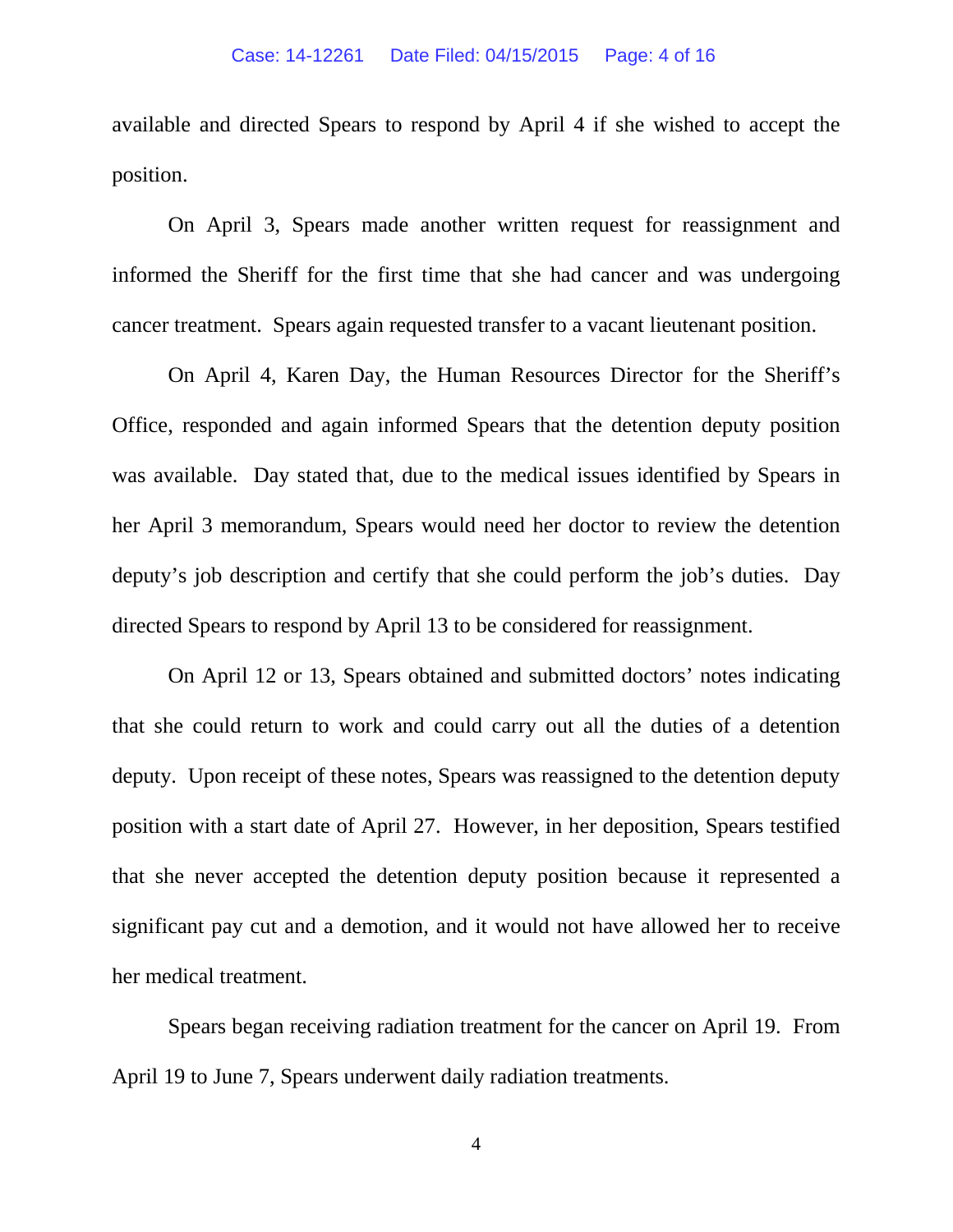available and directed Spears to respond by April 4 if she wished to accept the position.

On April 3, Spears made another written request for reassignment and informed the Sheriff for the first time that she had cancer and was undergoing cancer treatment. Spears again requested transfer to a vacant lieutenant position.

On April 4, Karen Day, the Human Resources Director for the Sheriff's Office, responded and again informed Spears that the detention deputy position was available. Day stated that, due to the medical issues identified by Spears in her April 3 memorandum, Spears would need her doctor to review the detention deputy's job description and certify that she could perform the job's duties. Day directed Spears to respond by April 13 to be considered for reassignment.

On April 12 or 13, Spears obtained and submitted doctors' notes indicating that she could return to work and could carry out all the duties of a detention deputy. Upon receipt of these notes, Spears was reassigned to the detention deputy position with a start date of April 27. However, in her deposition, Spears testified that she never accepted the detention deputy position because it represented a significant pay cut and a demotion, and it would not have allowed her to receive her medical treatment.

Spears began receiving radiation treatment for the cancer on April 19. From April 19 to June 7, Spears underwent daily radiation treatments.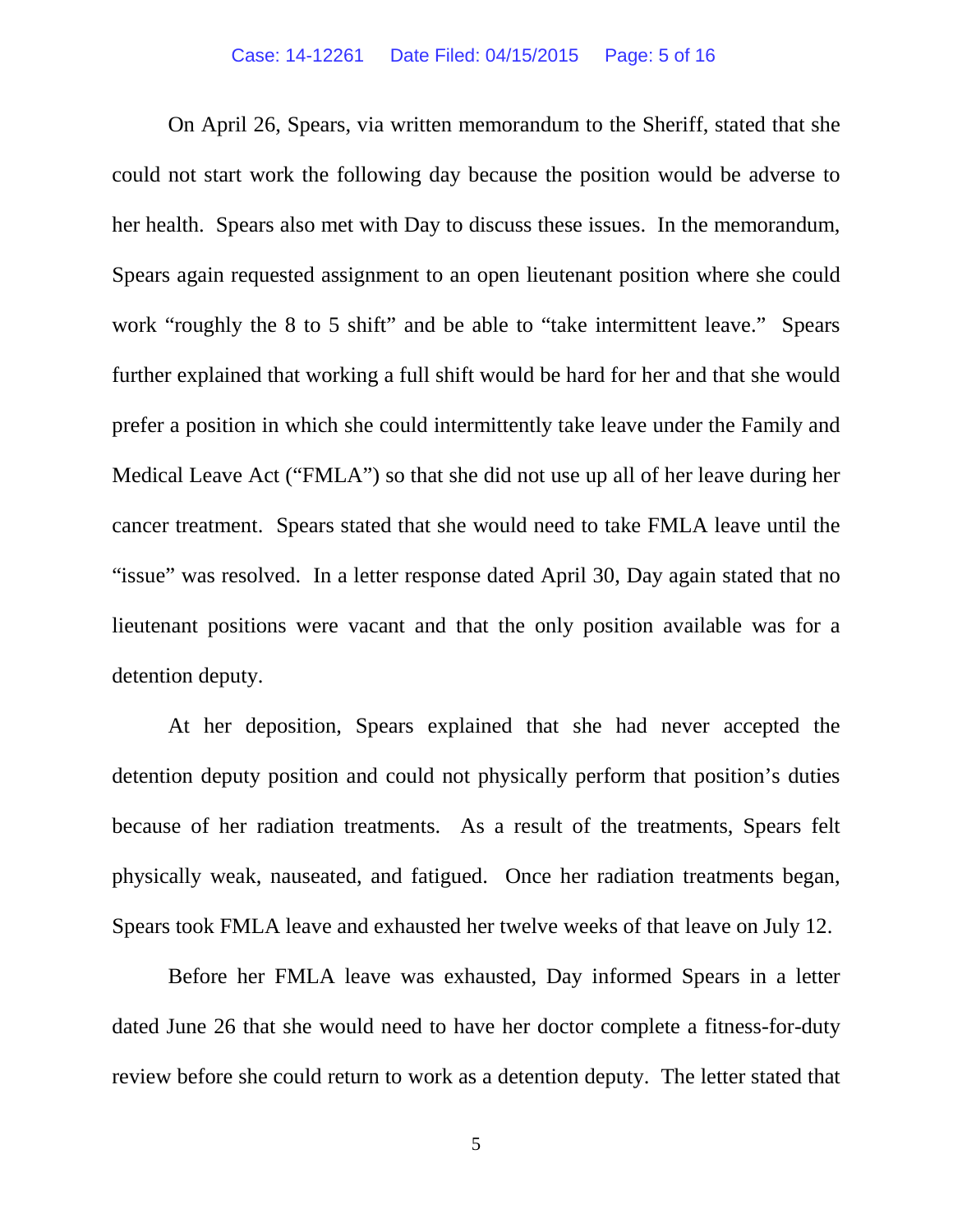On April 26, Spears, via written memorandum to the Sheriff, stated that she could not start work the following day because the position would be adverse to her health. Spears also met with Day to discuss these issues. In the memorandum, Spears again requested assignment to an open lieutenant position where she could work "roughly the 8 to 5 shift" and be able to "take intermittent leave." Spears further explained that working a full shift would be hard for her and that she would prefer a position in which she could intermittently take leave under the Family and Medical Leave Act ("FMLA") so that she did not use up all of her leave during her cancer treatment. Spears stated that she would need to take FMLA leave until the "issue" was resolved. In a letter response dated April 30, Day again stated that no lieutenant positions were vacant and that the only position available was for a detention deputy.

At her deposition, Spears explained that she had never accepted the detention deputy position and could not physically perform that position's duties because of her radiation treatments. As a result of the treatments, Spears felt physically weak, nauseated, and fatigued. Once her radiation treatments began, Spears took FMLA leave and exhausted her twelve weeks of that leave on July 12.

Before her FMLA leave was exhausted, Day informed Spears in a letter dated June 26 that she would need to have her doctor complete a fitness-for-duty review before she could return to work as a detention deputy. The letter stated that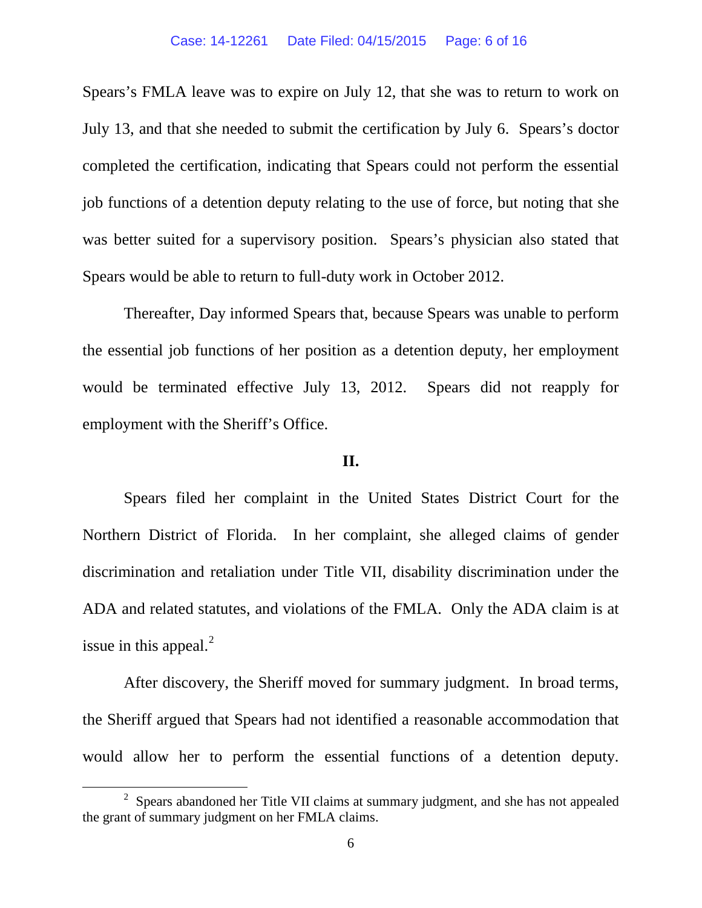Spears's FMLA leave was to expire on July 12, that she was to return to work on July 13, and that she needed to submit the certification by July 6. Spears's doctor completed the certification, indicating that Spears could not perform the essential job functions of a detention deputy relating to the use of force, but noting that she was better suited for a supervisory position. Spears's physician also stated that Spears would be able to return to full-duty work in October 2012.

Thereafter, Day informed Spears that, because Spears was unable to perform the essential job functions of her position as a detention deputy, her employment would be terminated effective July 13, 2012. Spears did not reapply for employment with the Sheriff's Office.

## II.

Spears filed her complaint in the United States District Court for the Northern District of Florida. In her complaint, she alleged claims of gender discrimination and retaliation under Title VII, disability discrimination under the ADA and related statutes, and violations of the FMLA. Only the ADA claim is at issue in this appeal.[2]

After discovery, the Sheriff moved for summary judgment. In broad terms, the Sheriff argued that Spears had not identified a reasonable accommodation that would allow her to perform the essential functions of a detention deputy.

[2] Spears abandoned her Title VII claims at summary judgment, and she has not appealed the grant of summary judgment on her FMLA claims.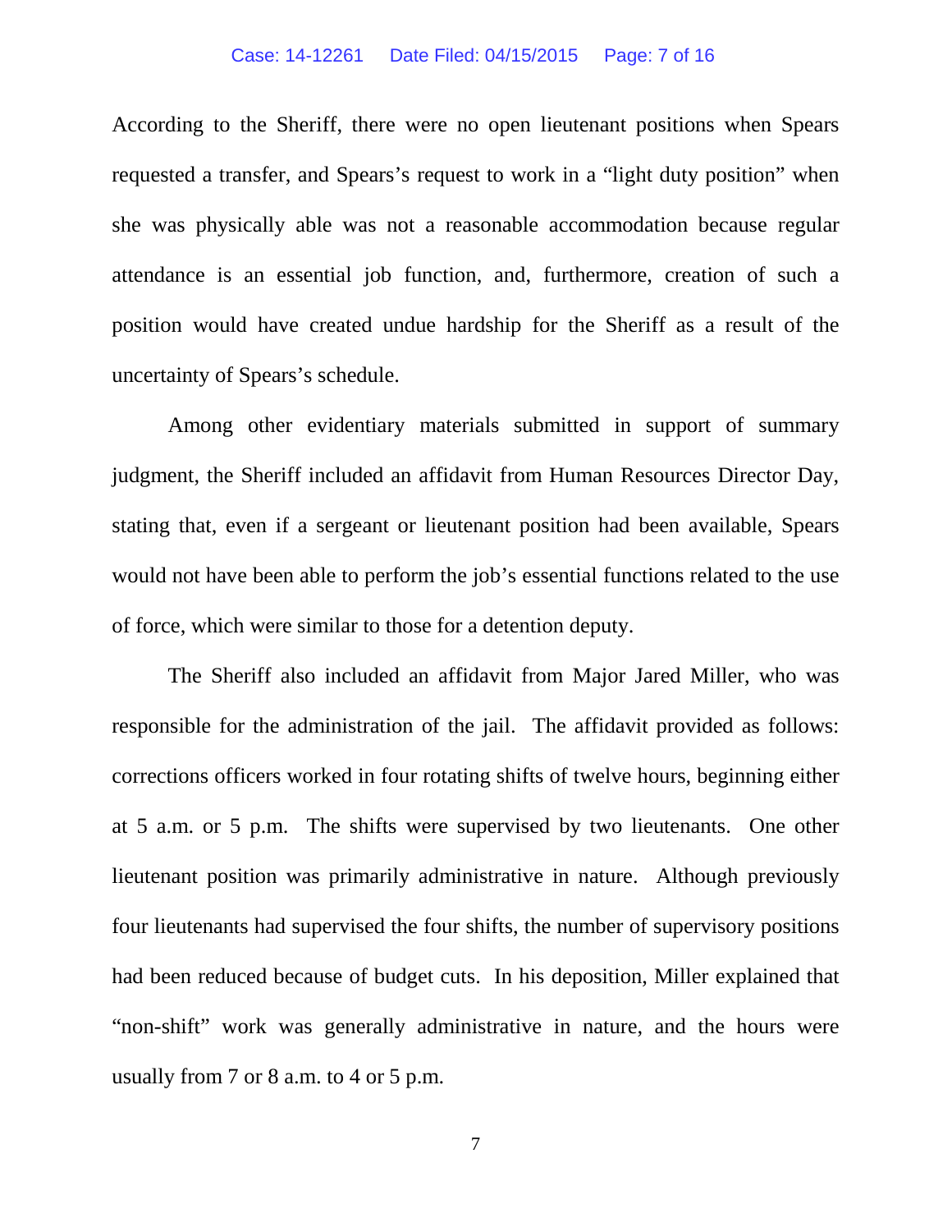According to the Sheriff, there were no open lieutenant positions when Spears requested a transfer, and Spears's request to work in a "light duty position" when she was physically able was not a reasonable accommodation because regular attendance is an essential job function, and, furthermore, creation of such a position would have created undue hardship for the Sheriff as a result of the uncertainty of Spears's schedule.

Among other evidentiary materials submitted in support of summary judgment, the Sheriff included an affidavit from Human Resources Director Day, stating that, even if a sergeant or lieutenant position had been available, Spears would not have been able to perform the job's essential functions related to the use of force, which were similar to those for a detention deputy.

The Sheriff also included an affidavit from Major Jared Miller, who was responsible for the administration of the jail. The affidavit provided as follows: corrections officers worked in four rotating shifts of twelve hours, beginning either at 5 a.m. or 5 p.m. The shifts were supervised by two lieutenants. One other lieutenant position was primarily administrative in nature. Although previously four lieutenants had supervised the four shifts, the number of supervisory positions had been reduced because of budget cuts. In his deposition, Miller explained that "non-shift" work was generally administrative in nature, and the hours were usually from 7 or 8 a.m. to 4 or 5 p.m.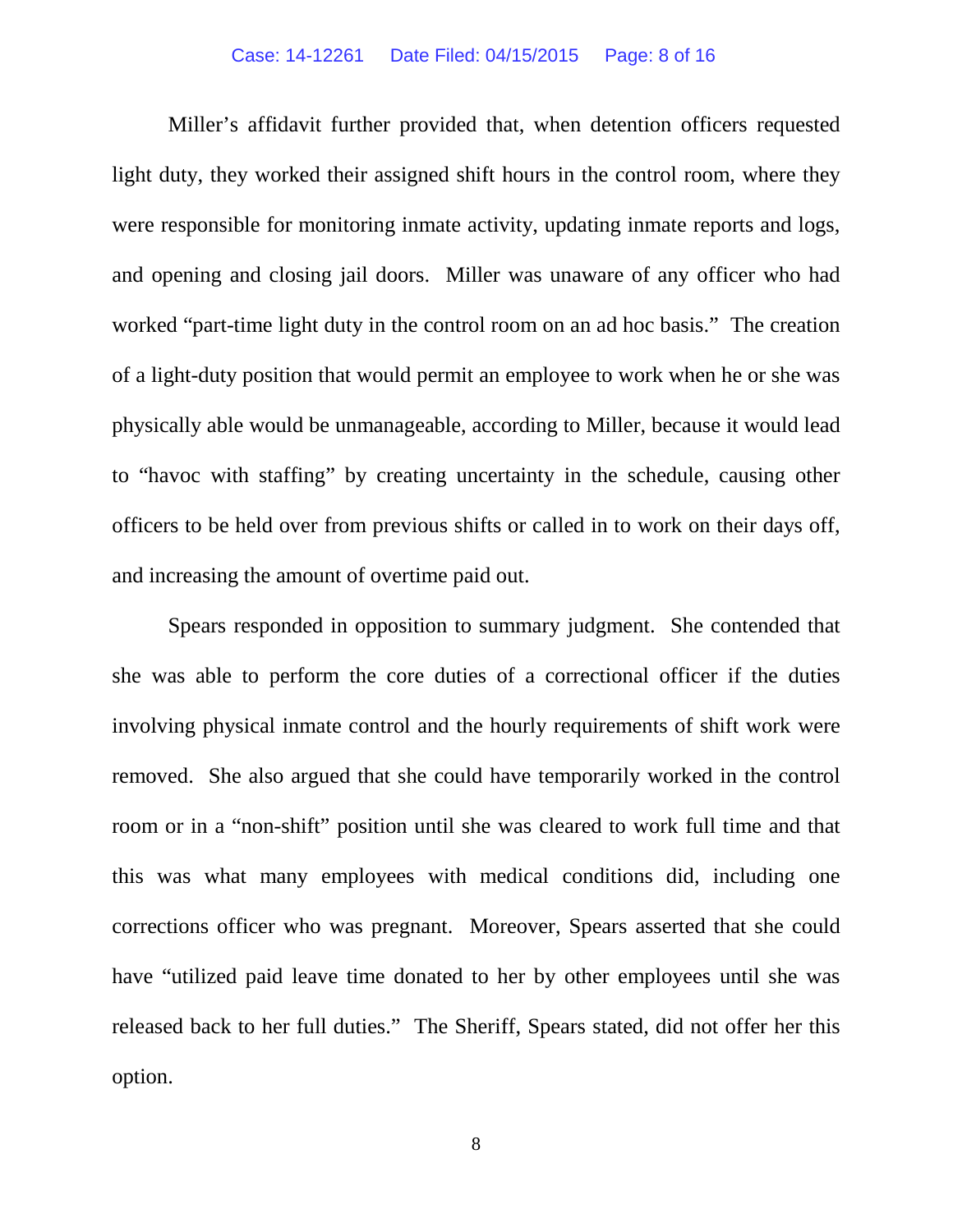Miller's affidavit further provided that, when detention officers requested light duty, they worked their assigned shift hours in the control room, where they were responsible for monitoring inmate activity, updating inmate reports and logs, and opening and closing jail doors. Miller was unaware of any officer who had worked "part-time light duty in the control room on an ad hoc basis." The creation of a light-duty position that would permit an employee to work when he or she was physically able would be unmanageable, according to Miller, because it would lead to "havoc with staffing" by creating uncertainty in the schedule, causing other officers to be held over from previous shifts or called in to work on their days off, and increasing the amount of overtime paid out.

Spears responded in opposition to summary judgment. She contended that she was able to perform the core duties of a correctional officer if the duties involving physical inmate control and the hourly requirements of shift work were removed. She also argued that she could have temporarily worked in the control room or in a "non-shift" position until she was cleared to work full time and that this was what many employees with medical conditions did, including one corrections officer who was pregnant. Moreover, Spears asserted that she could have "utilized paid leave time donated to her by other employees until she was released back to her full duties." The Sheriff, Spears stated, did not offer her this option.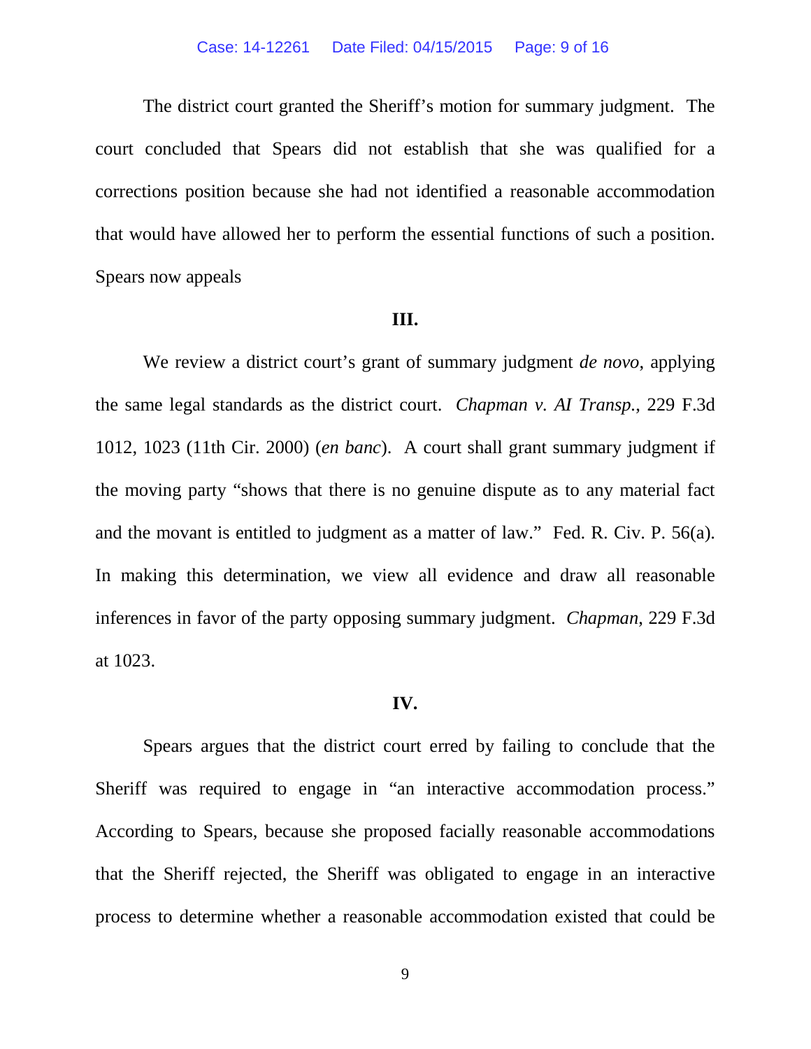The district court granted the Sheriff's motion for summary judgment. The court concluded that Spears did not establish that she was qualified for a corrections position because she had not identified a reasonable accommodation that would have allowed her to perform the essential functions of such a position. Spears now appeals

**III.**

We review a district court's grant of summary judgment *de novo*, applying the same legal standards as the district court. *Chapman v. AI Transp.*, 229 F.3d 1012, 1023 (11th Cir. 2000) (*en banc*). A court shall grant summary judgment if the moving party "shows that there is no genuine dispute as to any material fact and the movant is entitled to judgment as a matter of law." Fed. R. Civ. P. 56(a). In making this determination, we view all evidence and draw all reasonable inferences in favor of the party opposing summary judgment. *Chapman*, 229 F.3d at 1023.

**IV.**

Spears argues that the district court erred by failing to conclude that the Sheriff was required to engage in "an interactive accommodation process." According to Spears, because she proposed facially reasonable accommodations that the Sheriff rejected, the Sheriff was obligated to engage in an interactive process to determine whether a reasonable accommodation existed that could be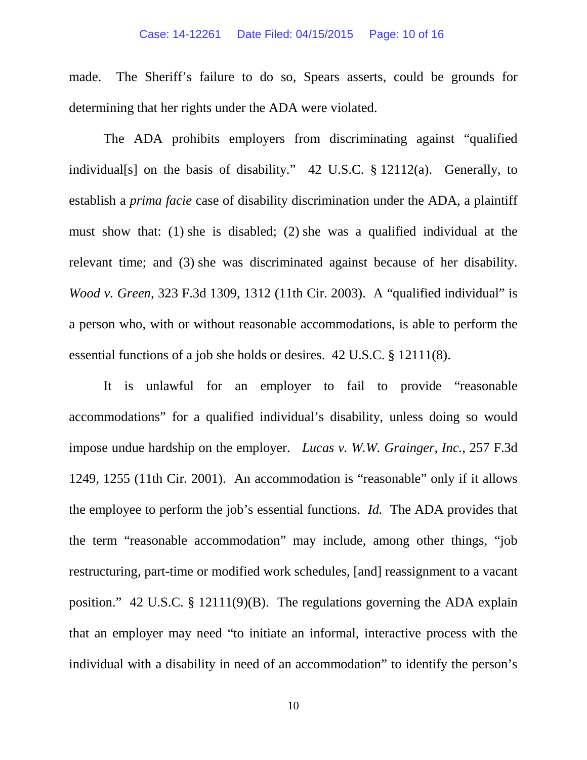made. The Sheriff's failure to do so, Spears asserts, could be grounds for determining that her rights under the ADA were violated.

The ADA prohibits employers from discriminating against "qualified individual[s] on the basis of disability." 42 U.S.C. § 12112(a). Generally, to establish a *prima facie* case of disability discrimination under the ADA, a plaintiff must show that: (1) she is disabled; (2) she was a qualified individual at the relevant time; and (3) she was discriminated against because of her disability. *Wood v. Green*, 323 F.3d 1309, 1312 (11th Cir. 2003). A "qualified individual" is a person who, with or without reasonable accommodations, is able to perform the essential functions of a job she holds or desires. 42 U.S.C. § 12111(8).

It is unlawful for an employer to fail to provide "reasonable accommodations" for a qualified individual's disability, unless doing so would impose undue hardship on the employer. *Lucas v. W.W. Grainger, Inc.*, 257 F.3d 1249, 1255 (11th Cir. 2001). An accommodation is "reasonable" only if it allows the employee to perform the job's essential functions. *Id.* The ADA provides that the term "reasonable accommodation" may include, among other things, "job restructuring, part-time or modified work schedules, [and] reassignment to a vacant position." 42 U.S.C. § 12111(9)(B). The regulations governing the ADA explain that an employer may need "to initiate an informal, interactive process with the individual with a disability in need of an accommodation" to identify the person's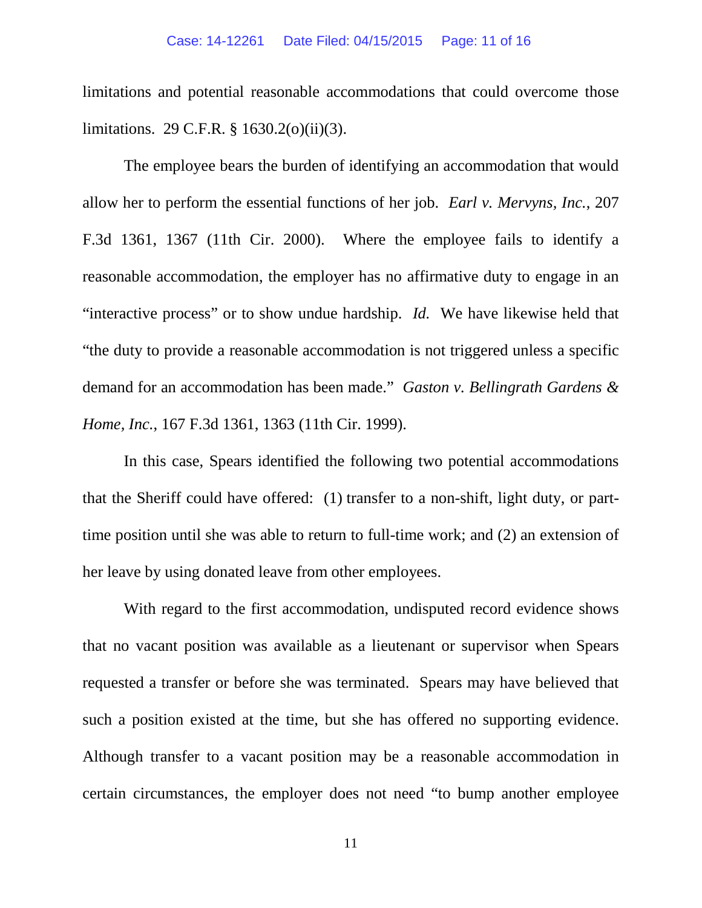limitations and potential reasonable accommodations that could overcome those limitations. 29 C.F.R. § 1630.2(o)(ii)(3).

The employee bears the burden of identifying an accommodation that would allow her to perform the essential functions of her job. *Earl v. Mervyns, Inc.*, 207 F.3d 1361, 1367 (11th Cir. 2000). Where the employee fails to identify a reasonable accommodation, the employer has no affirmative duty to engage in an "interactive process" or to show undue hardship. *Id.* We have likewise held that "the duty to provide a reasonable accommodation is not triggered unless a specific demand for an accommodation has been made." *Gaston v. Bellingrath Gardens & Home, Inc.*, 167 F.3d 1361, 1363 (11th Cir. 1999).

In this case, Spears identified the following two potential accommodations that the Sheriff could have offered: (1) transfer to a non-shift, light duty, or part-time position until she was able to return to full-time work; and (2) an extension of her leave by using donated leave from other employees.

With regard to the first accommodation, undisputed record evidence shows that no vacant position was available as a lieutenant or supervisor when Spears requested a transfer or before she was terminated. Spears may have believed that such a position existed at the time, but she has offered no supporting evidence. Although transfer to a vacant position may be a reasonable accommodation in certain circumstances, the employer does not need "to bump another employee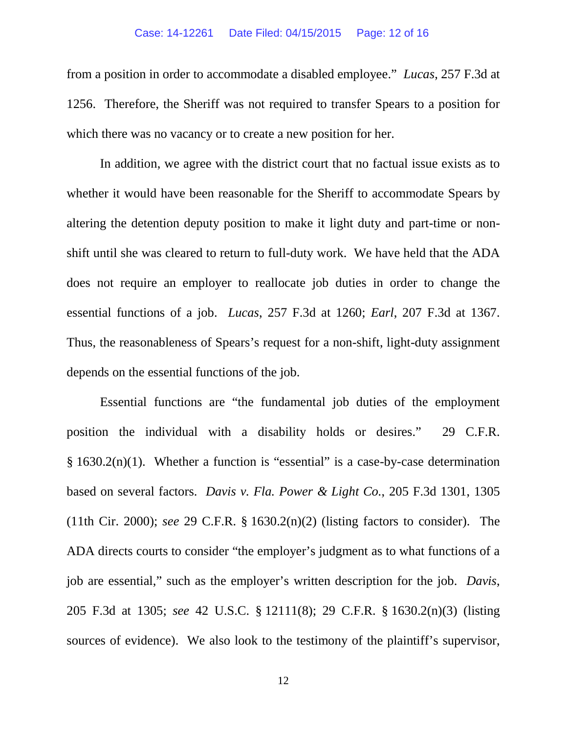from a position in order to accommodate a disabled employee." *Lucas*, 257 F.3d at 1256. Therefore, the Sheriff was not required to transfer Spears to a position for which there was no vacancy or to create a new position for her.

In addition, we agree with the district court that no factual issue exists as to whether it would have been reasonable for the Sheriff to accommodate Spears by altering the detention deputy position to make it light duty and part-time or non-shift until she was cleared to return to full-duty work. We have held that the ADA does not require an employer to reallocate job duties in order to change the essential functions of a job. *Lucas*, 257 F.3d at 1260; *Earl*, 207 F.3d at 1367. Thus, the reasonableness of Spears's request for a non-shift, light-duty assignment depends on the essential functions of the job.

Essential functions are "the fundamental job duties of the employment position the individual with a disability holds or desires." 29 C.F.R. § 1630.2(n)(1). Whether a function is "essential" is a case-by-case determination based on several factors. *Davis v. Fla. Power & Light Co.*, 205 F.3d 1301, 1305 (11th Cir. 2000); *see* 29 C.F.R. § 1630.2(n)(2) (listing factors to consider). The ADA directs courts to consider "the employer's judgment as to what functions of a job are essential," such as the employer's written description for the job. *Davis*, 205 F.3d at 1305; *see* 42 U.S.C. § 12111(8); 29 C.F.R. § 1630.2(n)(3) (listing sources of evidence). We also look to the testimony of the plaintiff's supervisor,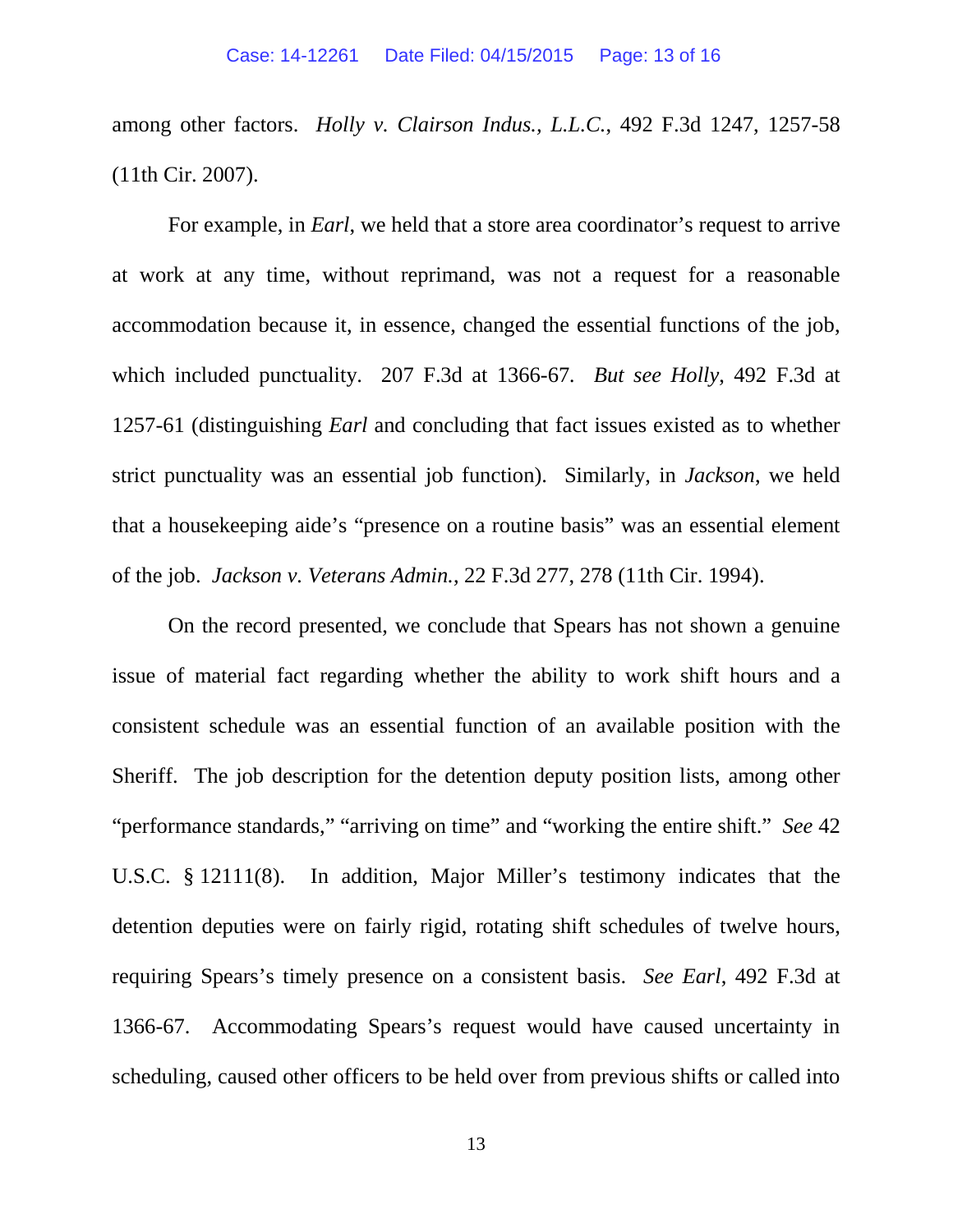among other factors. *Holly v. Clairson Indus., L.L.C.*, 492 F.3d 1247, 1257-58 (11th Cir. 2007).

For example, in *Earl*, we held that a store area coordinator's request to arrive at work at any time, without reprimand, was not a request for a reasonable accommodation because it, in essence, changed the essential functions of the job, which included punctuality. 207 F.3d at 1366-67. *But see Holly*, 492 F.3d at 1257-61 (distinguishing *Earl* and concluding that fact issues existed as to whether strict punctuality was an essential job function). Similarly, in *Jackson*, we held that a housekeeping aide's "presence on a routine basis" was an essential element of the job. *Jackson v. Veterans Admin.*, 22 F.3d 277, 278 (11th Cir. 1994).

On the record presented, we conclude that Spears has not shown a genuine issue of material fact regarding whether the ability to work shift hours and a consistent schedule was an essential function of an available position with the Sheriff. The job description for the detention deputy position lists, among other "performance standards," "arriving on time" and "working the entire shift." *See* 42 U.S.C. § 12111(8). In addition, Major Miller's testimony indicates that the detention deputies were on fairly rigid, rotating shift schedules of twelve hours, requiring Spears's timely presence on a consistent basis. *See Earl*, 492 F.3d at 1366-67. Accommodating Spears's request would have caused uncertainty in scheduling, caused other officers to be held over from previous shifts or called into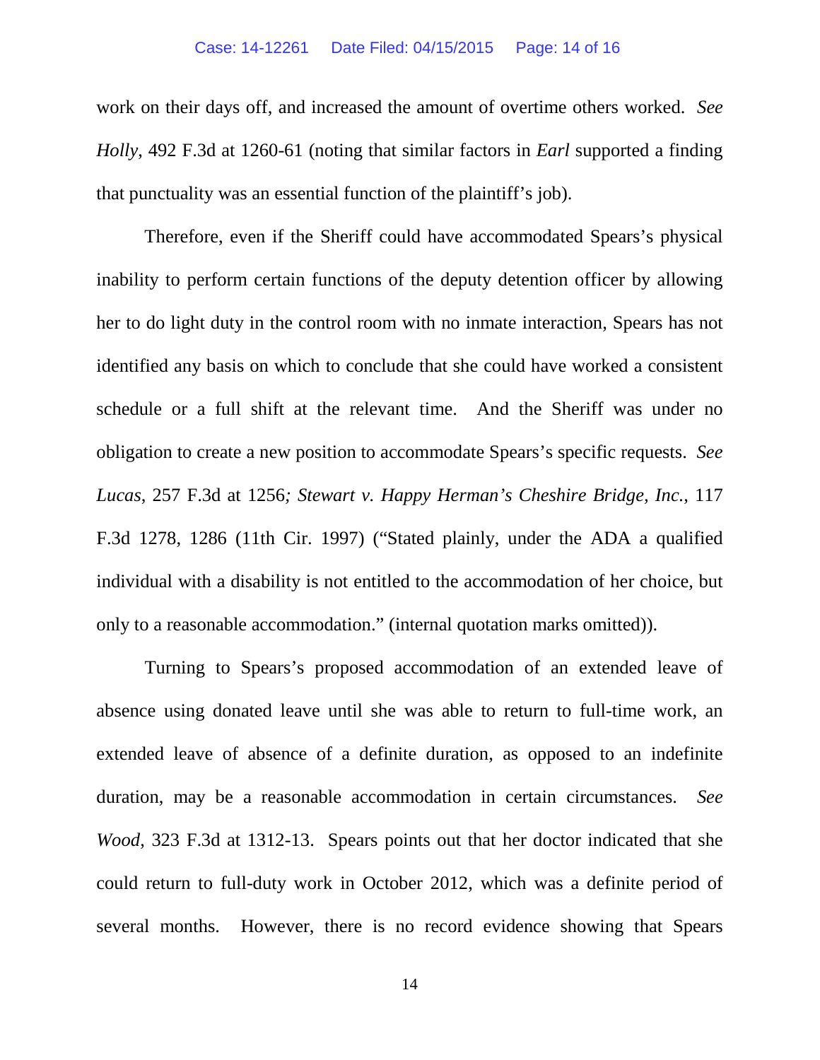work on their days off, and increased the amount of overtime others worked. *See Holly*, 492 F.3d at 1260-61 (noting that similar factors in *Earl* supported a finding that punctuality was an essential function of the plaintiff's job).

Therefore, even if the Sheriff could have accommodated Spears's physical inability to perform certain functions of the deputy detention officer by allowing her to do light duty in the control room with no inmate interaction, Spears has not identified any basis on which to conclude that she could have worked a consistent schedule or a full shift at the relevant time. And the Sheriff was under no obligation to create a new position to accommodate Spears's specific requests. *See Lucas*, 257 F.3d at 1256*; Stewart v. Happy Herman's Cheshire Bridge, Inc.*, 117 F.3d 1278, 1286 (11th Cir. 1997) ("Stated plainly, under the ADA a qualified individual with a disability is not entitled to the accommodation of her choice, but only to a reasonable accommodation." (internal quotation marks omitted)).

Turning to Spears's proposed accommodation of an extended leave of absence using donated leave until she was able to return to full-time work, an extended leave of absence of a definite duration, as opposed to an indefinite duration, may be a reasonable accommodation in certain circumstances. *See Wood*, 323 F.3d at 1312-13. Spears points out that her doctor indicated that she could return to full-duty work in October 2012, which was a definite period of several months. However, there is no record evidence showing that Spears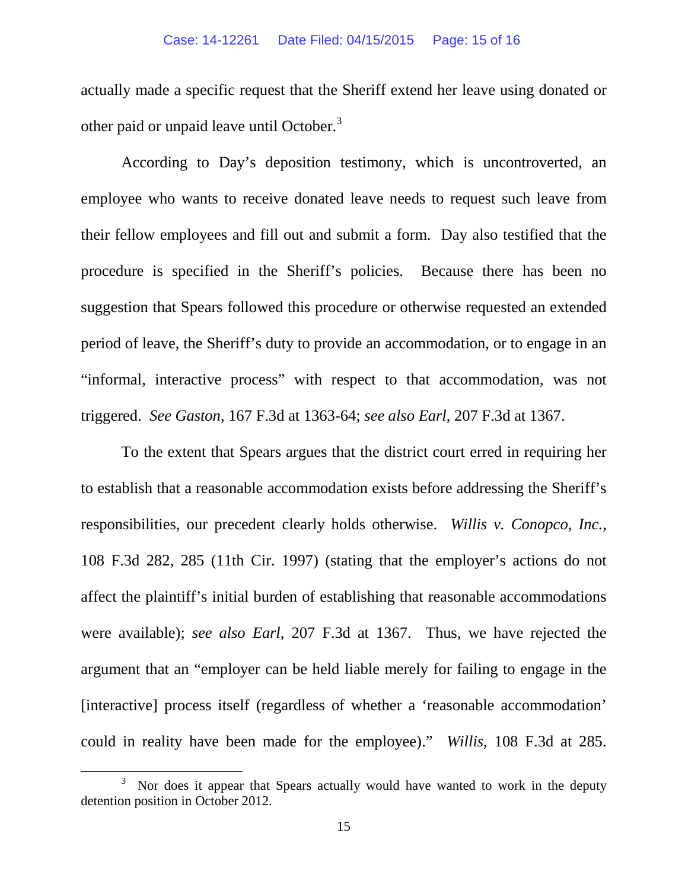actually made a specific request that the Sheriff extend her leave using donated or other paid or unpaid leave until October.[3]

According to Day's deposition testimony, which is uncontroverted, an employee who wants to receive donated leave needs to request such leave from their fellow employees and fill out and submit a form. Day also testified that the procedure is specified in the Sheriff's policies. Because there has been no suggestion that Spears followed this procedure or otherwise requested an extended period of leave, the Sheriff's duty to provide an accommodation, or to engage in an "informal, interactive process" with respect to that accommodation, was not triggered. *See Gaston*, 167 F.3d at 1363-64; *see also Earl*, 207 F.3d at 1367.

To the extent that Spears argues that the district court erred in requiring her to establish that a reasonable accommodation exists before addressing the Sheriff's responsibilities, our precedent clearly holds otherwise. *Willis v. Conopco, Inc.*, 108 F.3d 282, 285 (11th Cir. 1997) (stating that the employer's actions do not affect the plaintiff's initial burden of establishing that reasonable accommodations were available); *see also Earl*, 207 F.3d at 1367. Thus, we have rejected the argument that an "employer can be held liable merely for failing to engage in the [interactive] process itself (regardless of whether a 'reasonable accommodation' could in reality have been made for the employee)." *Willis*, 108 F.3d at 285.

---

[3] Nor does it appear that Spears actually would have wanted to work in the deputy detention position in October 2012.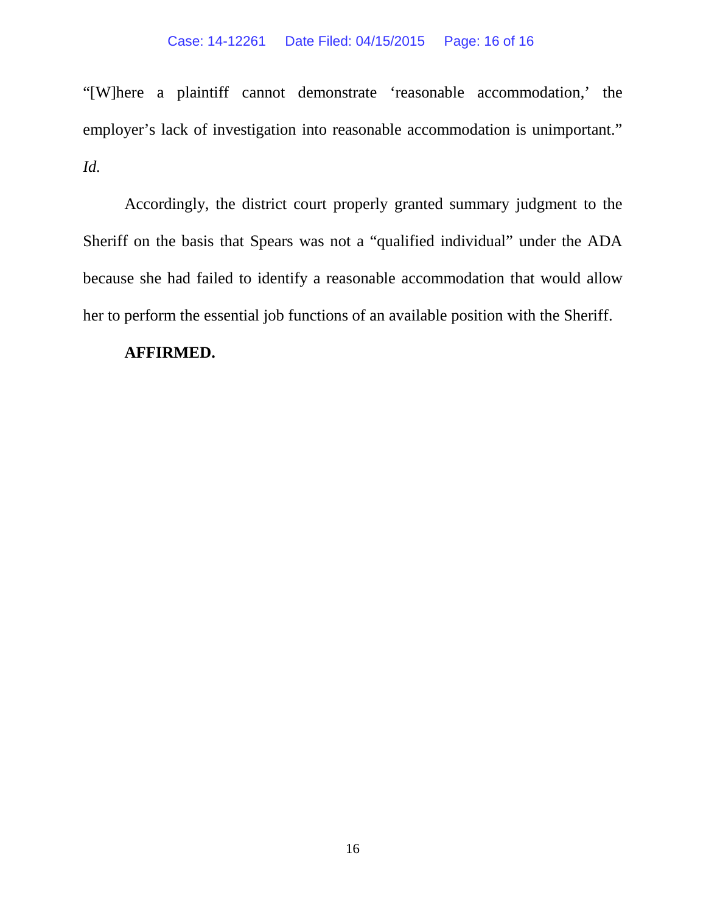"[W]here a plaintiff cannot demonstrate 'reasonable accommodation,' the employer's lack of investigation into reasonable accommodation is unimportant." *Id.*

Accordingly, the district court properly granted summary judgment to the Sheriff on the basis that Spears was not a "qualified individual" under the ADA because she had failed to identify a reasonable accommodation that would allow her to perform the essential job functions of an available position with the Sheriff.

**AFFIRMED.**